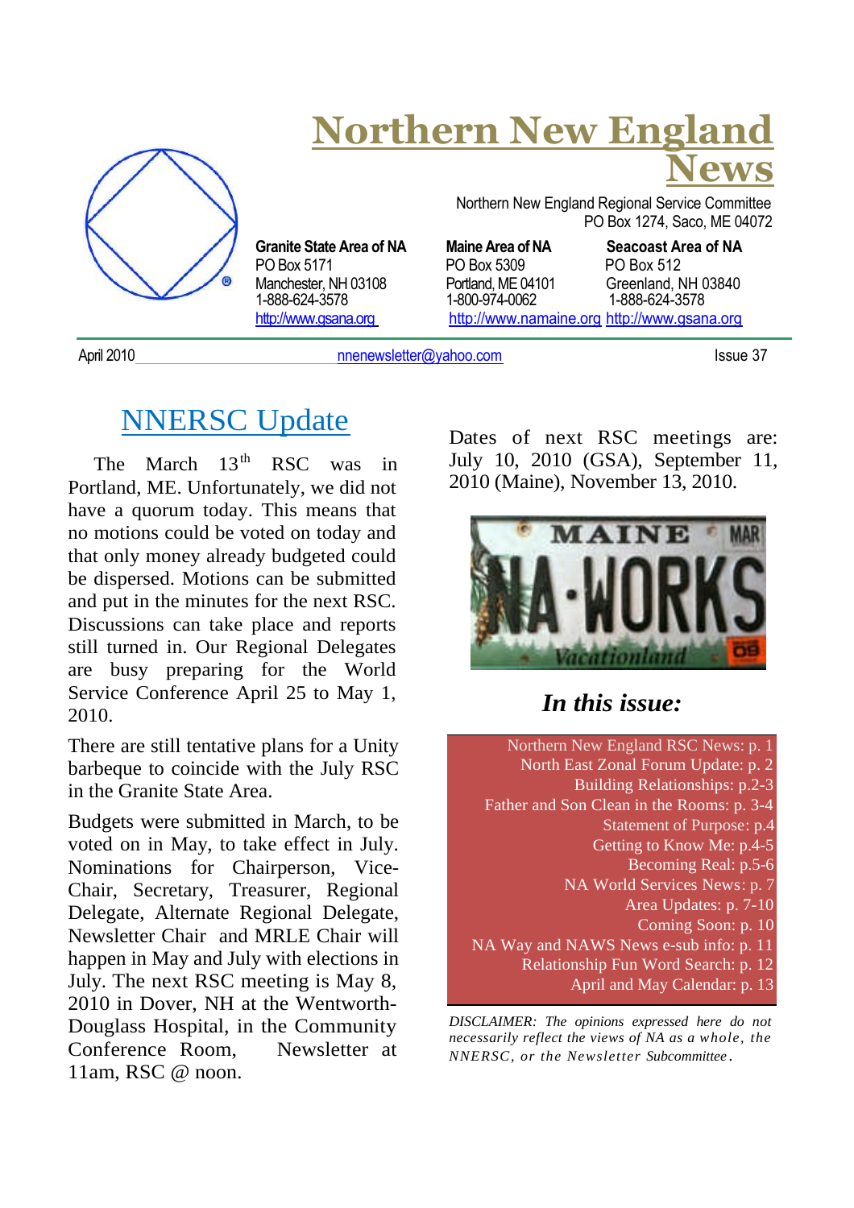# Northern New England News

Northern New England Regional Service Committee
PO Box 1274, Saco, ME 04072

**Granite State Area of NA**
PO Box 5171
Manchester, NH 03108
1-888-624-3578
http://www.gsana.org

**Maine Area of NA**
PO Box 5309
Portland, ME 04101
1-800-974-0062
http://www.namaine.org

**Seacoast Area of NA**
PO Box 512
Greenland, NH 03840
1-888-624-3578
http://www.gsana.org

April 2010 nnenewsletter@yahoo.com Issue 37

## NNERSC Update

The March 13th RSC was in Portland, ME. Unfortunately, we did not have a quorum today. This means that no motions could be voted on today and that only money already budgeted could be dispersed. Motions can be submitted and put in the minutes for the next RSC. Discussions can take place and reports still turned in. Our Regional Delegates are busy preparing for the World Service Conference April 25 to May 1, 2010.

There are still tentative plans for a Unity barbeque to coincide with the July RSC in the Granite State Area.

Budgets were submitted in March, to be voted on in May, to take effect in July. Nominations for Chairperson, Vice-Chair, Secretary, Treasurer, Regional Delegate, Alternate Regional Delegate, Newsletter Chair and MRLE Chair will happen in May and July with elections in July. The next RSC meeting is May 8, 2010 in Dover, NH at the Wentworth-Douglass Hospital, in the Community Conference Room, Newsletter at 11am, RSC @ noon.

Dates of next RSC meetings are: July 10, 2010 (GSA), September 11, 2010 (Maine), November 13, 2010.

### *In this issue:*

- Northern New England RSC News: p. 1
- North East Zonal Forum Update: p. 2
- Building Relationships: p.2-3
- Father and Son Clean in the Rooms: p. 3-4
- Statement of Purpose: p.4
- Getting to Know Me: p.4-5
- Becoming Real: p.5-6
- NA World Services News: p. 7
- Area Updates: p. 7-10
- Coming Soon: p. 10
- NA Way and NAWS News e-sub info: p. 11
- Relationship Fun Word Search: p. 12
- April and May Calendar: p. 13

*DISCLAIMER: The opinions expressed here do not necessarily reflect the views of NA as a whole, the NNERSC, or the Newsletter Subcommittee.*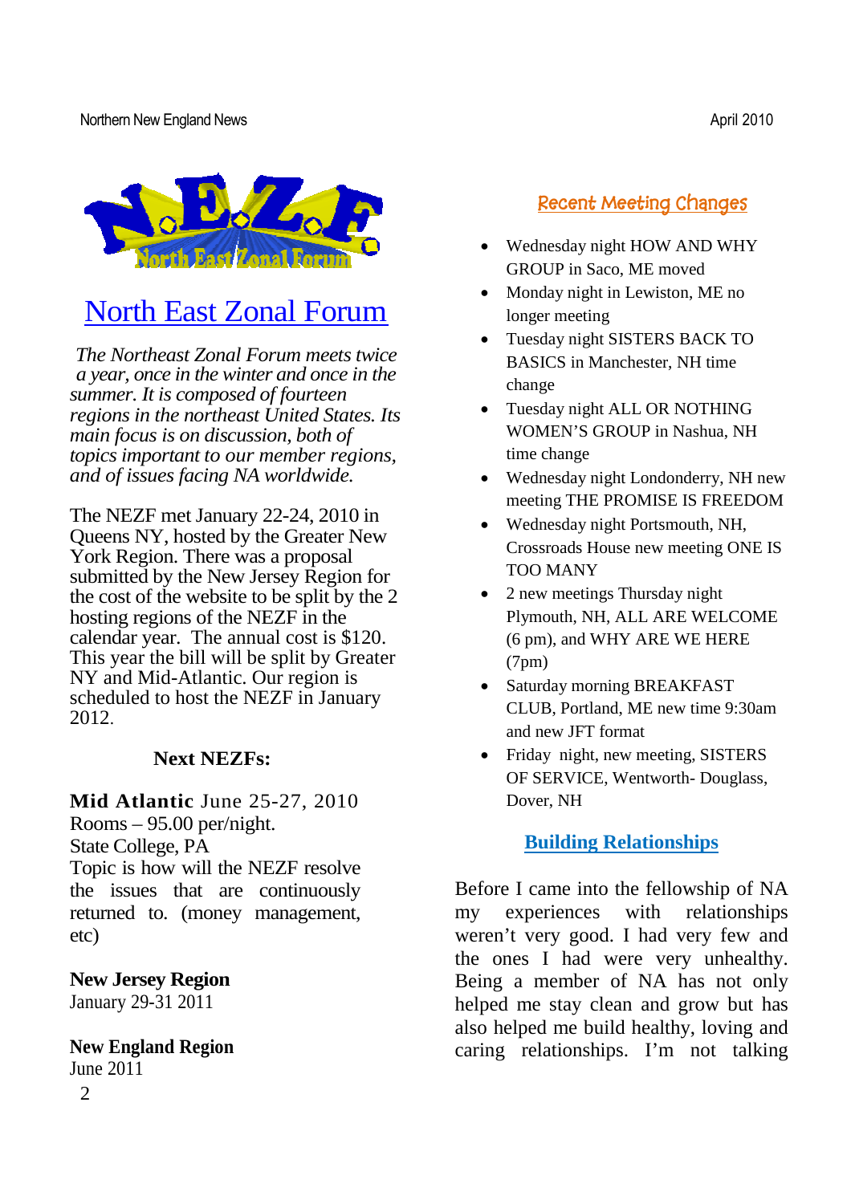## North East Zonal Forum

*The Northeast Zonal Forum meets twice a year, once in the winter and once in the summer. It is composed of fourteen regions in the northeast United States. Its main focus is on discussion, both of topics important to our member regions, and of issues facing NA worldwide.*

The NEZF met January 22-24, 2010 in Queens NY, hosted by the Greater New York Region. There was a proposal submitted by the New Jersey Region for the cost of the website to be split by the 2 hosting regions of the NEZF in the calendar year. The annual cost is $120. This year the bill will be split by Greater NY and Mid-Atlantic. Our region is scheduled to host the NEZF in January 2012.

### Next NEZFs:

**Mid Atlantic** June 25-27, 2010
Rooms – 95.00 per/night.
State College, PA
Topic is how will the NEZF resolve the issues that are continuously returned to. (money management, etc)

**New Jersey Region**
January 29-31 2011

**New England Region**
June 2011

## Recent Meeting Changes

- Wednesday night HOW AND WHY GROUP in Saco, ME moved
- Monday night in Lewiston, ME no longer meeting
- Tuesday night SISTERS BACK TO BASICS in Manchester, NH time change
- Tuesday night ALL OR NOTHING WOMEN'S GROUP in Nashua, NH time change
- Wednesday night Londonderry, NH new meeting THE PROMISE IS FREEDOM
- Wednesday night Portsmouth, NH, Crossroads House new meeting ONE IS TOO MANY
- 2 new meetings Thursday night Plymouth, NH, ALL ARE WELCOME (6 pm), and WHY ARE WE HERE (7pm)
- Saturday morning BREAKFAST CLUB, Portland, ME new time 9:30am and new JFT format
- Friday night, new meeting, SISTERS OF SERVICE, Wentworth- Douglass, Dover, NH

## Building Relationships

Before I came into the fellowship of NA my experiences with relationships weren't very good. I had very few and the ones I had were very unhealthy. Being a member of NA has not only helped me stay clean and grow but has also helped me build healthy, loving and caring relationships. I'm not talking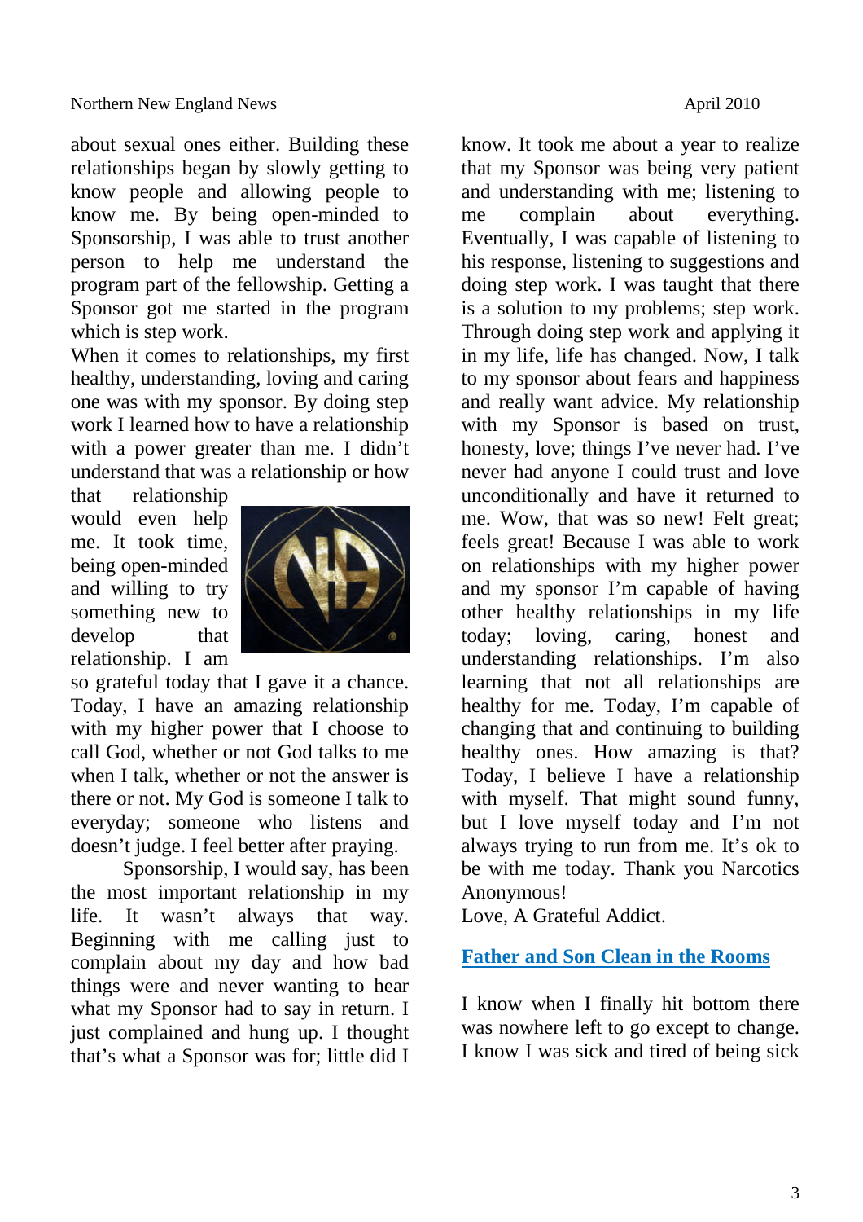about sexual ones either. Building these relationships began by slowly getting to know people and allowing people to know me. By being open-minded to Sponsorship, I was able to trust another person to help me understand the program part of the fellowship. Getting a Sponsor got me started in the program which is step work.

When it comes to relationships, my first healthy, understanding, loving and caring one was with my sponsor. By doing step work I learned how to have a relationship with a power greater than me. I didn't understand that was a relationship or how that relationship would even help me. It took time, being open-minded and willing to try something new to develop that relationship. I am so grateful today that I gave it a chance. Today, I have an amazing relationship with my higher power that I choose to call God, whether or not God talks to me when I talk, whether or not the answer is there or not. My God is someone I talk to everyday; someone who listens and doesn't judge. I feel better after praying.

Sponsorship, I would say, has been the most important relationship in my life. It wasn't always that way. Beginning with me calling just to complain about my day and how bad things were and never wanting to hear what my Sponsor had to say in return. I just complained and hung up. I thought that's what a Sponsor was for; little did I know. It took me about a year to realize that my Sponsor was being very patient and understanding with me; listening to me complain about everything. Eventually, I was capable of listening to his response, listening to suggestions and doing step work. I was taught that there is a solution to my problems; step work. Through doing step work and applying it in my life, life has changed. Now, I talk to my sponsor about fears and happiness and really want advice. My relationship with my Sponsor is based on trust, honesty, love; things I've never had. I've never had anyone I could trust and love unconditionally and have it returned to me. Wow, that was so new! Felt great; feels great! Because I was able to work on relationships with my higher power and my sponsor I'm capable of having other healthy relationships in my life today; loving, caring, honest and understanding relationships. I'm also learning that not all relationships are healthy for me. Today, I'm capable of changing that and continuing to building healthy ones. How amazing is that? Today, I believe I have a relationship with myself. That might sound funny, but I love myself today and I'm not always trying to run from me. It's ok to be with me today. Thank you Narcotics Anonymous!

Love, A Grateful Addict.

## Father and Son Clean in the Rooms

I know when I finally hit bottom there was nowhere left to go except to change. I know I was sick and tired of being sick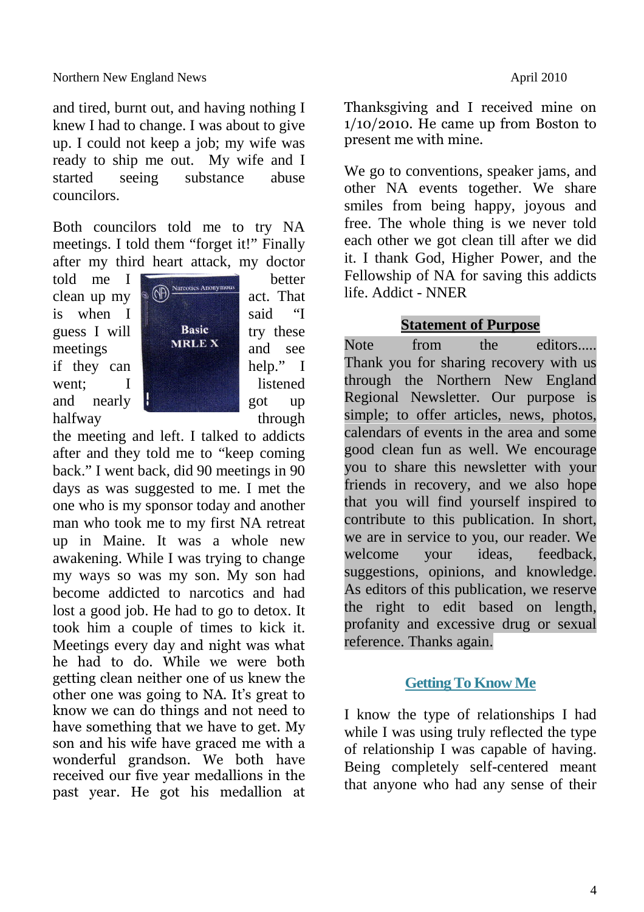and tired, burnt out, and having nothing I knew I had to change. I was about to give up. I could not keep a job; my wife was ready to ship me out. My wife and I started seeing substance abuse councilors.

Both councilors told me to try NA meetings. I told them "forget it!" Finally after my third heart attack, my doctor told me I better clean up my act. That is when I said "I guess I will try these meetings and see if they can help." I went; I listened and nearly got up halfway through the meeting and left. I talked to addicts after and they told me to "keep coming back." I went back, did 90 meetings in 90 days as was suggested to me. I met the one who is my sponsor today and another man who took me to my first NA retreat up in Maine. It was a whole new awakening. While I was trying to change my ways so was my son. My son had become addicted to narcotics and had lost a good job. He had to go to detox. It took him a couple of times to kick it. Meetings every day and night was what he had to do. While we were both getting clean neither one of us knew the other one was going to NA. It's great to know we can do things and not need to have something that we have to get. My son and his wife have graced me with a wonderful grandson. We both have received our five year medallions in the past year. He got his medallion at Thanksgiving and I received mine on 1/10/2010. He came up from Boston to present me with mine.

We go to conventions, speaker jams, and other NA events together. We share smiles from being happy, joyous and free. The whole thing is we never told each other we got clean till after we did it. I thank God, Higher Power, and the Fellowship of NA for saving this addicts life. Addict - NNER

## Statement of Purpose

Note from the editors..... Thank you for sharing recovery with us through the Northern New England Regional Newsletter. Our purpose is simple; to offer articles, news, photos, calendars of events in the area and some good clean fun as well. We encourage you to share this newsletter with your friends in recovery, and we also hope that you will find yourself inspired to contribute to this publication. In short, we are in service to you, our reader. We welcome your ideas, feedback, suggestions, opinions, and knowledge. As editors of this publication, we reserve the right to edit based on length, profanity and excessive drug or sexual reference. Thanks again.

## Getting To Know Me

I know the type of relationships I had while I was using truly reflected the type of relationship I was capable of having. Being completely self-centered meant that anyone who had any sense of their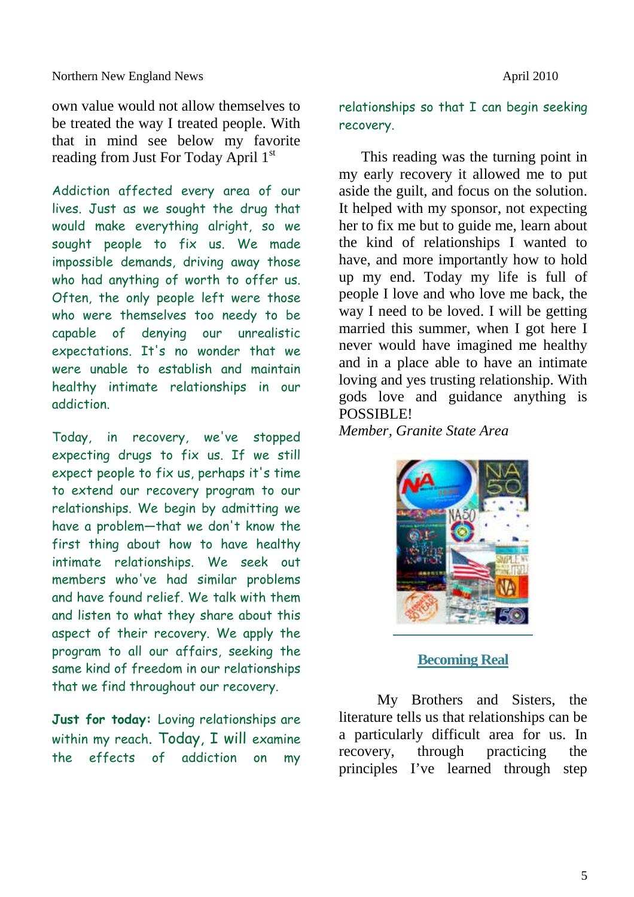own value would not allow themselves to be treated the way I treated people. With that in mind see below my favorite reading from Just For Today April 1st

Addiction affected every area of our lives. Just as we sought the drug that would make everything alright, so we sought people to fix us. We made impossible demands, driving away those who had anything of worth to offer us. Often, the only people left were those who were themselves too needy to be capable of denying our unrealistic expectations. It's no wonder that we were unable to establish and maintain healthy intimate relationships in our addiction.

Today, in recovery, we've stopped expecting drugs to fix us. If we still expect people to fix us, perhaps it's time to extend our recovery program to our relationships. We begin by admitting we have a problem—that we don't know the first thing about how to have healthy intimate relationships. We seek out members who've had similar problems and have found relief. We talk with them and listen to what they share about this aspect of their recovery. We apply the program to all our affairs, seeking the same kind of freedom in our relationships that we find throughout our recovery.

**Just for today:** Loving relationships are within my reach. Today, I will examine the effects of addiction on my relationships so that I can begin seeking recovery.

This reading was the turning point in my early recovery it allowed me to put aside the guilt, and focus on the solution. It helped with my sponsor, not expecting her to fix me but to guide me, learn about the kind of relationships I wanted to have, and more importantly how to hold up my end. Today my life is full of people I love and who love me back, the way I need to be loved. I will be getting married this summer, when I got here I never would have imagined me healthy and in a place able to have an intimate loving and yes trusting relationship. With gods love and guidance anything is POSSIBLE!

*Member, Granite State Area*

## Becoming Real

My Brothers and Sisters, the literature tells us that relationships can be a particularly difficult area for us. In recovery, through practicing the principles I've learned through step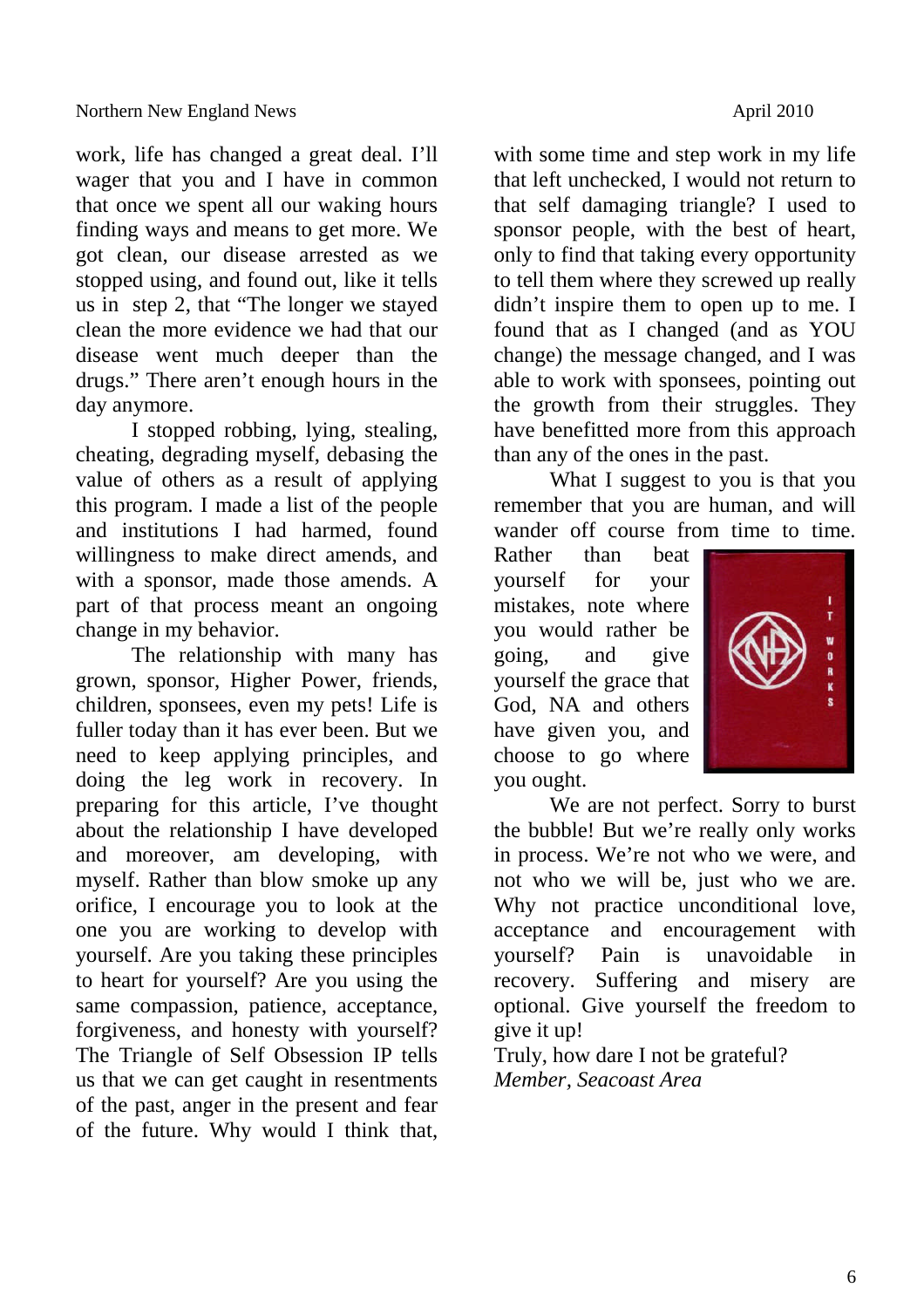work, life has changed a great deal. I'll wager that you and I have in common that once we spent all our waking hours finding ways and means to get more. We got clean, our disease arrested as we stopped using, and found out, like it tells us in step 2, that "The longer we stayed clean the more evidence we had that our disease went much deeper than the drugs." There aren't enough hours in the day anymore.

I stopped robbing, lying, stealing, cheating, degrading myself, debasing the value of others as a result of applying this program. I made a list of the people and institutions I had harmed, found willingness to make direct amends, and with a sponsor, made those amends. A part of that process meant an ongoing change in my behavior.

The relationship with many has grown, sponsor, Higher Power, friends, children, sponsees, even my pets! Life is fuller today than it has ever been. But we need to keep applying principles, and doing the leg work in recovery. In preparing for this article, I've thought about the relationship I have developed and moreover, am developing, with myself. Rather than blow smoke up any orifice, I encourage you to look at the one you are working to develop with yourself. Are you taking these principles to heart for yourself? Are you using the same compassion, patience, acceptance, forgiveness, and honesty with yourself? The Triangle of Self Obsession IP tells us that we can get caught in resentments of the past, anger in the present and fear of the future. Why would I think that, with some time and step work in my life that left unchecked, I would not return to that self damaging triangle? I used to sponsor people, with the best of heart, only to find that taking every opportunity to tell them where they screwed up really didn't inspire them to open up to me. I found that as I changed (and as YOU change) the message changed, and I was able to work with sponsees, pointing out the growth from their struggles. They have benefitted more from this approach than any of the ones in the past.

What I suggest to you is that you remember that you are human, and will wander off course from time to time. Rather than beat yourself for your mistakes, note where you would rather be going, and give yourself the grace that God, NA and others have given you, and choose to go where you ought.

We are not perfect. Sorry to burst the bubble! But we're really only works in process. We're not who we were, and not who we will be, just who we are. Why not practice unconditional love, acceptance and encouragement with yourself? Pain is unavoidable in recovery. Suffering and misery are optional. Give yourself the freedom to give it up!

Truly, how dare I not be grateful?

*Member, Seacoast Area*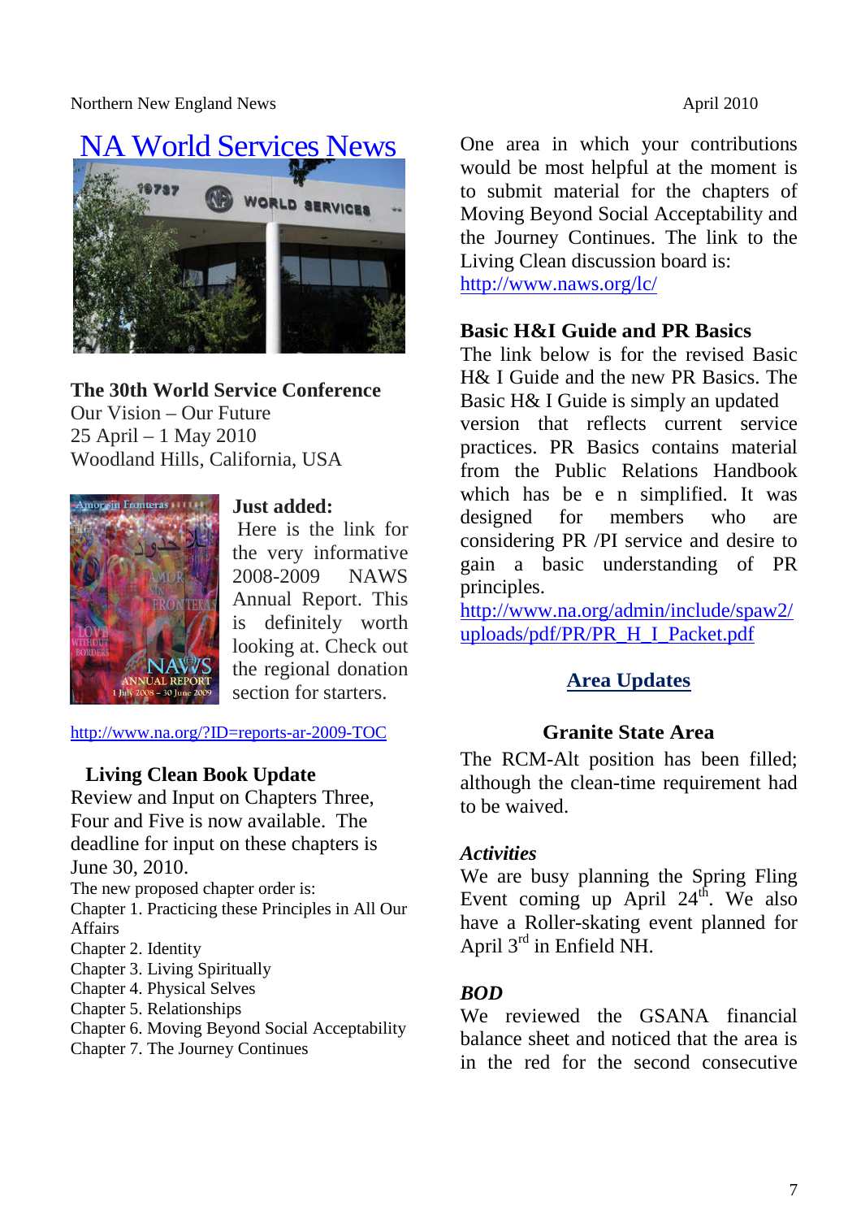# NA World Services News

### The 30th World Service Conference

Our Vision – Our Future
25 April – 1 May 2010
Woodland Hills, California, USA

**Just added:**
Here is the link for the very informative 2008-2009 NAWS Annual Report. This is definitely worth looking at. Check out the regional donation section for starters.

http://www.na.org/?ID=reports-ar-2009-TOC

### Living Clean Book Update

Review and Input on Chapters Three, Four and Five is now available. The deadline for input on these chapters is June 30, 2010.

The new proposed chapter order is:
Chapter 1. Practicing these Principles in All Our Affairs
Chapter 2. Identity
Chapter 3. Living Spiritually
Chapter 4. Physical Selves
Chapter 5. Relationships
Chapter 6. Moving Beyond Social Acceptability
Chapter 7. The Journey Continues

One area in which your contributions would be most helpful at the moment is to submit material for the chapters of Moving Beyond Social Acceptability and the Journey Continues. The link to the Living Clean discussion board is:
http://www.naws.org/lc/

### Basic H&I Guide and PR Basics

The link below is for the revised Basic H& I Guide and the new PR Basics. The Basic H& I Guide is simply an updated version that reflects current service practices. PR Basics contains material from the Public Relations Handbook which has be e n simplified. It was designed for members who are considering PR /PI service and desire to gain a basic understanding of PR principles.
http://www.na.org/admin/include/spaw2/uploads/pdf/PR/PR_H_I_Packet.pdf

## Area Updates

### Granite State Area

The RCM-Alt position has been filled; although the clean-time requirement had to be waived.

***Activities***
We are busy planning the Spring Fling Event coming up April 24th. We also have a Roller-skating event planned for April 3rd in Enfield NH.

***BOD***
We reviewed the GSANA financial balance sheet and noticed that the area is in the red for the second consecutive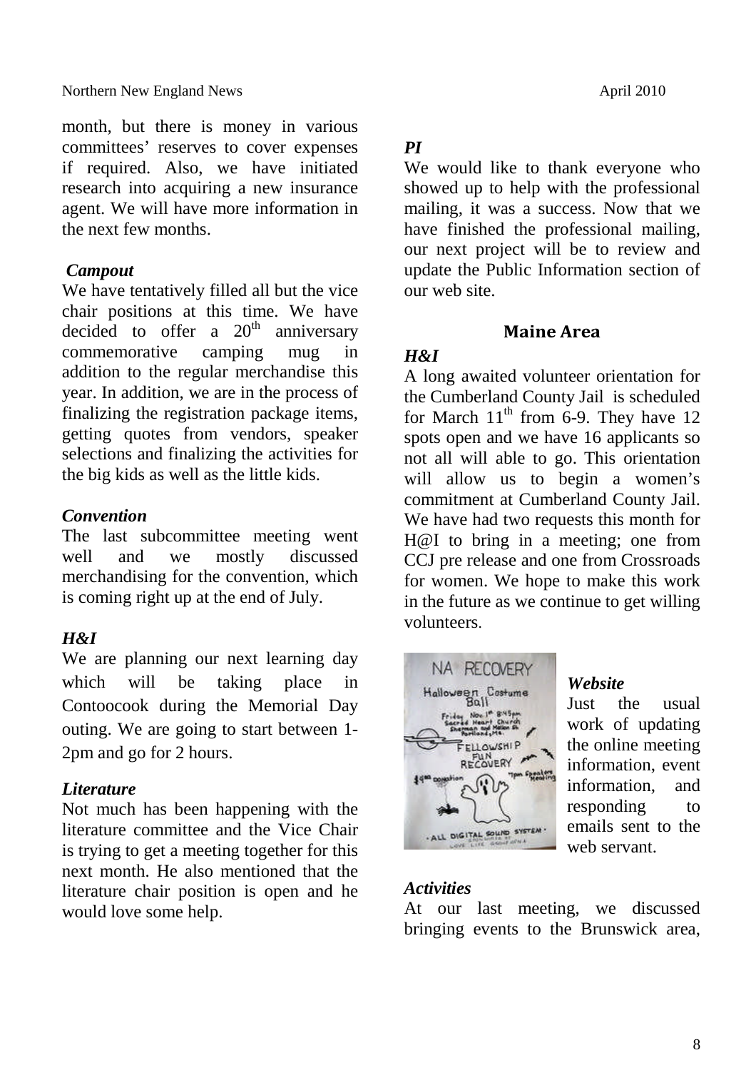month, but there is money in various committees' reserves to cover expenses if required. Also, we have initiated research into acquiring a new insurance agent. We will have more information in the next few months.

***Campout***

We have tentatively filled all but the vice chair positions at this time. We have decided to offer a 20th anniversary commemorative camping mug in addition to the regular merchandise this year. In addition, we are in the process of finalizing the registration package items, getting quotes from vendors, speaker selections and finalizing the activities for the big kids as well as the little kids.

***Convention***

The last subcommittee meeting went well and we mostly discussed merchandising for the convention, which is coming right up at the end of July.

***H&I***

We are planning our next learning day which will be taking place in Contoocook during the Memorial Day outing. We are going to start between 1-2pm and go for 2 hours.

***Literature***

Not much has been happening with the literature committee and the Vice Chair is trying to get a meeting together for this next month. He also mentioned that the literature chair position is open and he would love some help.

***PI***

We would like to thank everyone who showed up to help with the professional mailing, it was a success. Now that we have finished the professional mailing, our next project will be to review and update the Public Information section of our web site.

## Maine Area

***H&I***

A long awaited volunteer orientation for the Cumberland County Jail is scheduled for March 11th from 6-9. They have 12 spots open and we have 16 applicants so not all will able to go. This orientation will allow us to begin a women's commitment at Cumberland County Jail. We have had two requests this month for H@I to bring in a meeting; one from CCJ pre release and one from Crossroads for women. We hope to make this work in the future as we continue to get willing volunteers.

***Website***

Just the usual work of updating the online meeting information, event information, and responding to emails sent to the web servant.

***Activities***

At our last meeting, we discussed bringing events to the Brunswick area,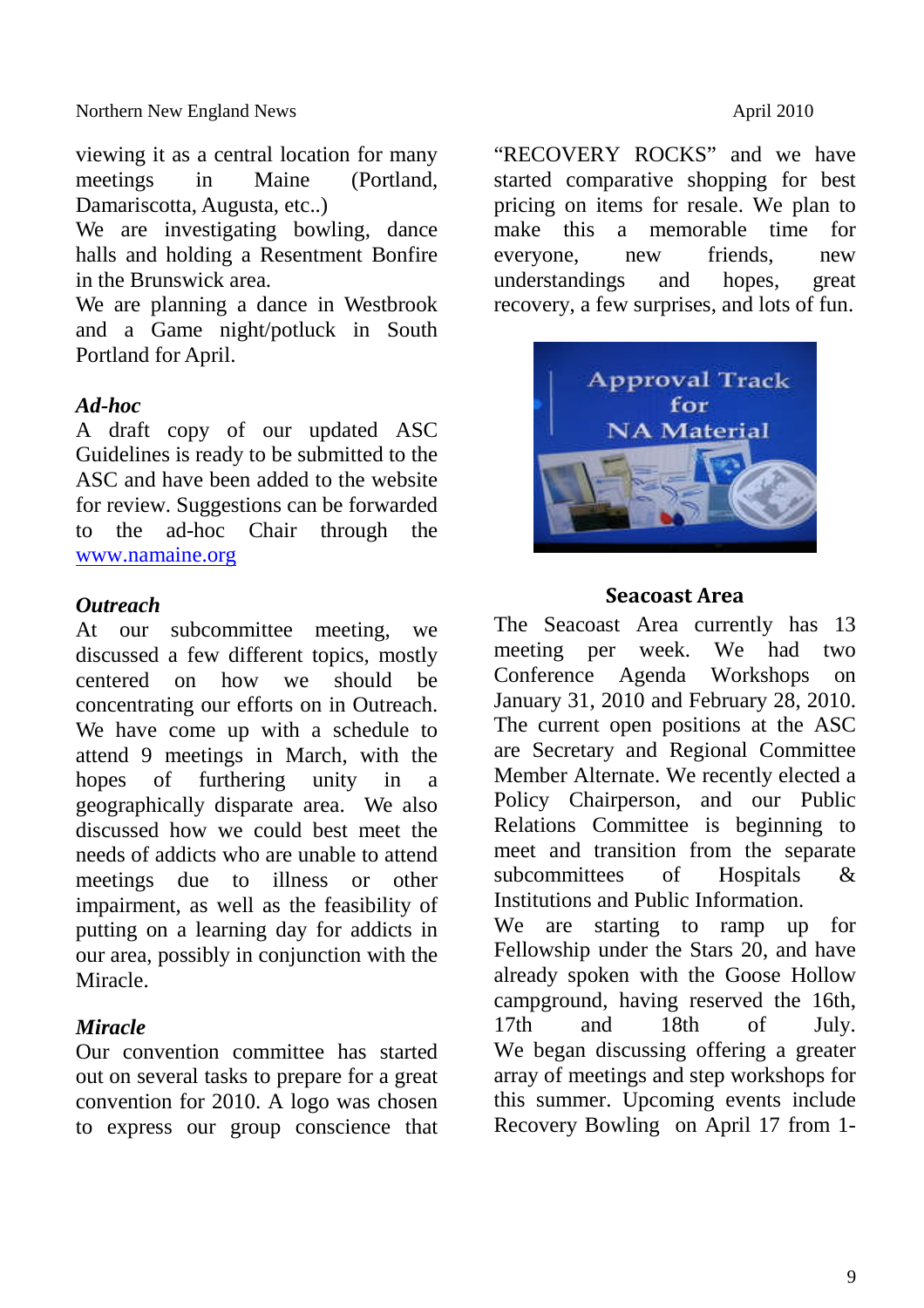viewing it as a central location for many meetings in Maine (Portland, Damariscotta, Augusta, etc..)

We are investigating bowling, dance halls and holding a Resentment Bonfire in the Brunswick area.

We are planning a dance in Westbrook and a Game night/potluck in South Portland for April.

***Ad-hoc***

A draft copy of our updated ASC Guidelines is ready to be submitted to the ASC and have been added to the website for review. Suggestions can be forwarded to the ad-hoc Chair through the www.namaine.org

***Outreach***

At our subcommittee meeting, we discussed a few different topics, mostly centered on how we should be concentrating our efforts on in Outreach. We have come up with a schedule to attend 9 meetings in March, with the hopes of furthering unity in a geographically disparate area. We also discussed how we could best meet the needs of addicts who are unable to attend meetings due to illness or other impairment, as well as the feasibility of putting on a learning day for addicts in our area, possibly in conjunction with the Miracle.

***Miracle***

Our convention committee has started out on several tasks to prepare for a great convention for 2010. A logo was chosen to express our group conscience that "RECOVERY ROCKS" and we have started comparative shopping for best pricing on items for resale. We plan to make this a memorable time for everyone, new friends, new understandings and hopes, great recovery, a few surprises, and lots of fun.

Approval Track for NA Material

**Seacoast Area**

The Seacoast Area currently has 13 meeting per week. We had two Conference Agenda Workshops on January 31, 2010 and February 28, 2010. The current open positions at the ASC are Secretary and Regional Committee Member Alternate. We recently elected a Policy Chairperson, and our Public Relations Committee is beginning to meet and transition from the separate subcommittees of Hospitals & Institutions and Public Information.

We are starting to ramp up for Fellowship under the Stars 20, and have already spoken with the Goose Hollow campground, having reserved the 16th, 17th and 18th of July. We began discussing offering a greater array of meetings and step workshops for this summer. Upcoming events include Recovery Bowling on April 17 from 1-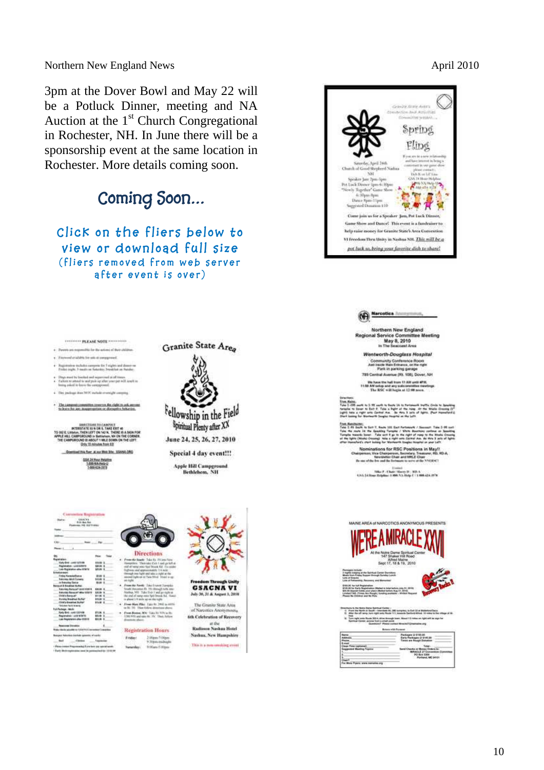3pm at the Dover Bowl and May 22 will be a Potluck Dinner, meeting and NA Auction at the 1st Church Congregational in Rochester, NH. In June there will be a sponsorship event at the same location in Rochester. More details coming soon.

## Coming Soon...

Click on the fliers below to view or download full size

(fliers removed from web server after event is over)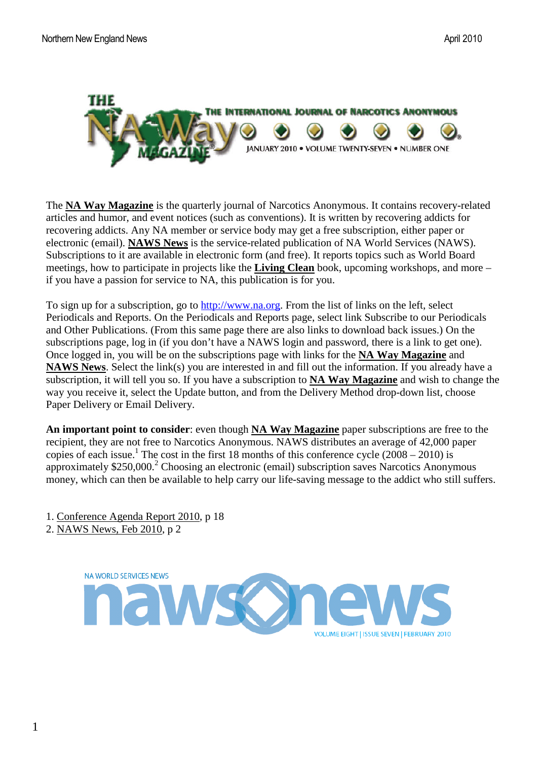The **NA Way Magazine** is the quarterly journal of Narcotics Anonymous. It contains recovery-related articles and humor, and event notices (such as conventions). It is written by recovering addicts for recovering addicts. Any NA member or service body may get a free subscription, either paper or electronic (email). **NAWS News** is the service-related publication of NA World Services (NAWS). Subscriptions to it are available in electronic form (and free). It reports topics such as World Board meetings, how to participate in projects like the **Living Clean** book, upcoming workshops, and more – if you have a passion for service to NA, this publication is for you.

To sign up for a subscription, go to http://www.na.org. From the list of links on the left, select Periodicals and Reports. On the Periodicals and Reports page, select link Subscribe to our Periodicals and Other Publications. (From this same page there are also links to download back issues.) On the subscriptions page, log in (if you don't have a NAWS login and password, there is a link to get one). Once logged in, you will be on the subscriptions page with links for the **NA Way Magazine** and **NAWS News**. Select the link(s) you are interested in and fill out the information. If you already have a subscription, it will tell you so. If you have a subscription to **NA Way Magazine** and wish to change the way you receive it, select the Update button, and from the Delivery Method drop-down list, choose Paper Delivery or Email Delivery.

**An important point to consider**: even though **NA Way Magazine** paper subscriptions are free to the recipient, they are not free to Narcotics Anonymous. NAWS distributes an average of 42,000 paper copies of each issue.[1] The cost in the first 18 months of this conference cycle (2008 – 2010) is approximately $250,000.[2] Choosing an electronic (email) subscription saves Narcotics Anonymous money, which can then be available to help carry our life-saving message to the addict who still suffers.

1. Conference Agenda Report 2010, p 18
2. NAWS News, Feb 2010, p 2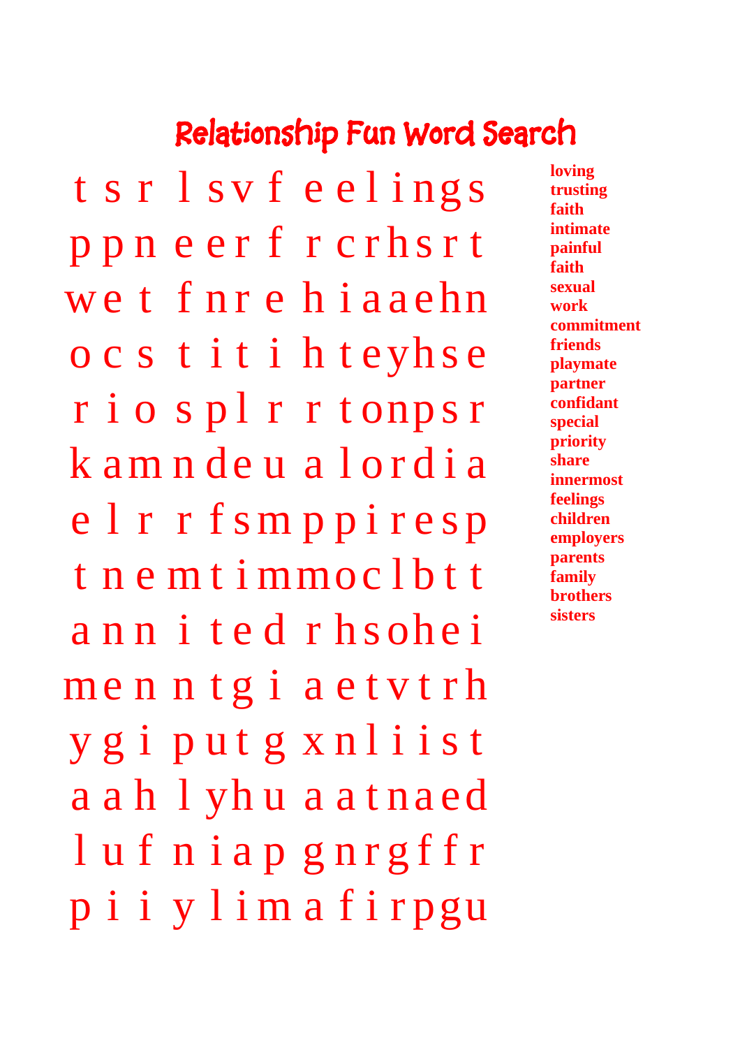# Relationship Fun Word Search

```
t s r l s v f e e l i n g s
p p n e e r f r c r h s r t
w e t f n r e h i a a e h n
o c s t i t i h t e y h s e
r i o s p l r r t o n p s r
k a m n d e u a l o r d i a
e l r r f s m p p i r e s p
t n e m t i m m o c l b t t
a n n i t e d r h s o h e i
m e n n t g i a e t v t r h
y g i p u t g x n l i i s t
a a h l y h u a a t n a e d
l u f n i a p g n r g f f r
p i i y l i m a f i r p g u
```

- loving
- trusting
- faith
- intimate
- painful
- faith
- sexual
- work
- commitment
- friends
- playmate
- partner
- confidant
- special
- priority
- share
- innermost
- feelings
- children
- employers
- parents
- family
- brothers
- sisters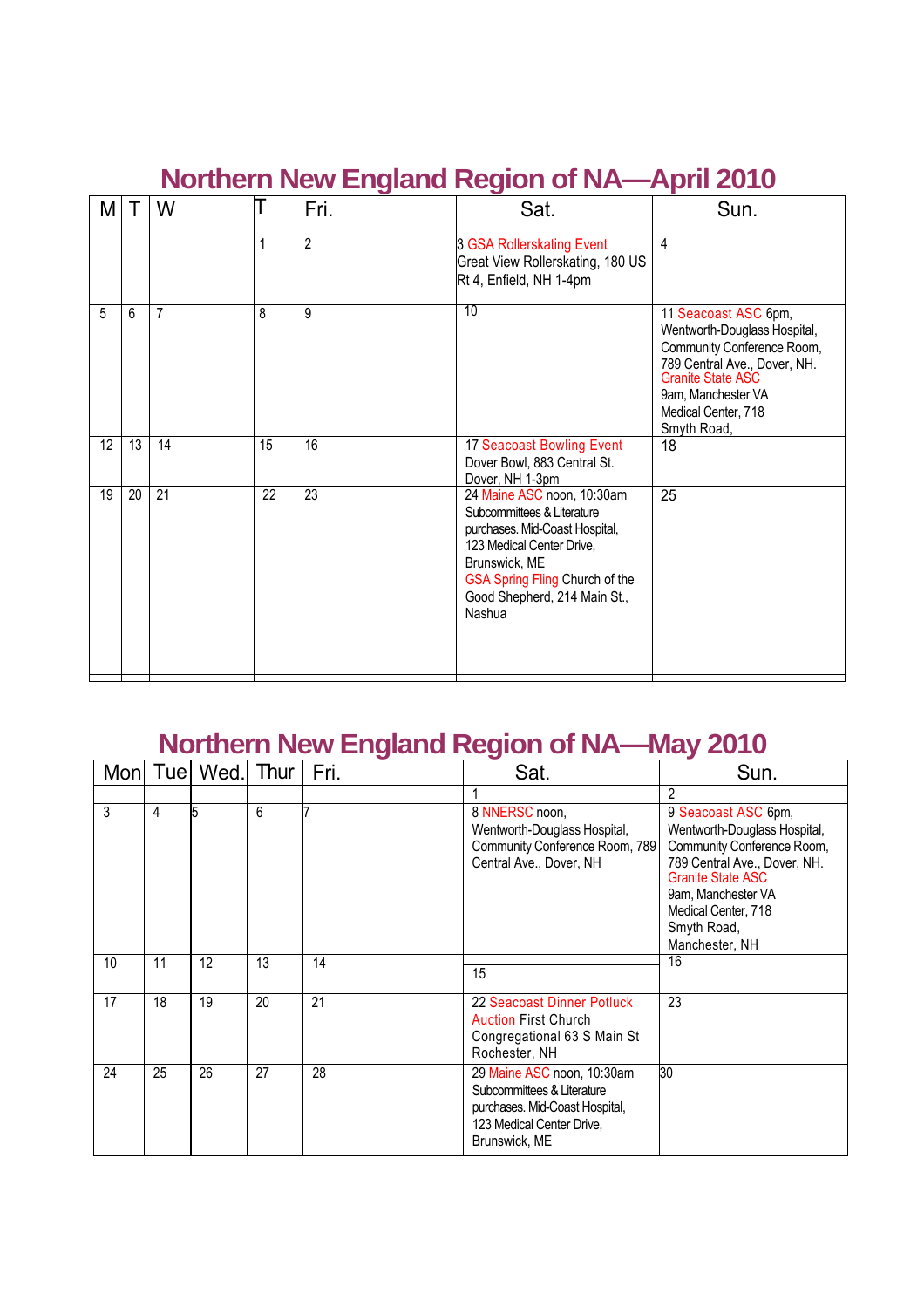## Northern New England Region of NA—April 2010

| M | T | W | T | Fri. | Sat. | Sun. |
|---|---|---|---|---|---|---|
| | | | 1 | 2 | 3 GSA Rollerskating Event Great View Rollerskating, 180 US Rt 4, Enfield, NH 1-4pm | 4 |
| 5 | 6 | 7 | 8 | 9 | 10 | 11 Seacoast ASC 6pm, Wentworth-Douglass Hospital, Community Conference Room, 789 Central Ave., Dover, NH. Granite State ASC 9am, Manchester VA Medical Center, 718 Smyth Road, |
| 12 | 13 | 14 | 15 | 16 | 17 Seacoast Bowling Event Dover Bowl, 883 Central St. Dover, NH 1-3pm | 18 |
| 19 | 20 | 21 | 22 | 23 | 24 Maine ASC noon, 10:30am Subcommittees & Literature purchases. Mid-Coast Hospital, 123 Medical Center Drive, Brunswick, ME GSA Spring Fling Church of the Good Shepherd, 214 Main St., Nashua | 25 |

## Northern New England Region of NA—May 2010

| Mon | Tue | Wed. | Thur | Fri. | Sat. | Sun. |
|---|---|---|---|---|---|---|
| | | | | | 1 | 2 |
| 3 | 4 | 5 | 6 | 7 | 8 NNERSC noon, Wentworth-Douglass Hospital, Community Conference Room, 789 Central Ave., Dover, NH | 9 Seacoast ASC 6pm, Wentworth-Douglass Hospital, Community Conference Room, 789 Central Ave., Dover, NH. Granite State ASC 9am, Manchester VA Medical Center, 718 Smyth Road, Manchester, NH |
| 10 | 11 | 12 | 13 | 14 | 15 | 16 |
| 17 | 18 | 19 | 20 | 21 | 22 Seacoast Dinner Potluck Auction First Church Congregational 63 S Main St Rochester, NH | 23 |
| 24 | 25 | 26 | 27 | 28 | 29 Maine ASC noon, 10:30am Subcommittees & Literature purchases. Mid-Coast Hospital, 123 Medical Center Drive, Brunswick, ME | 30 |